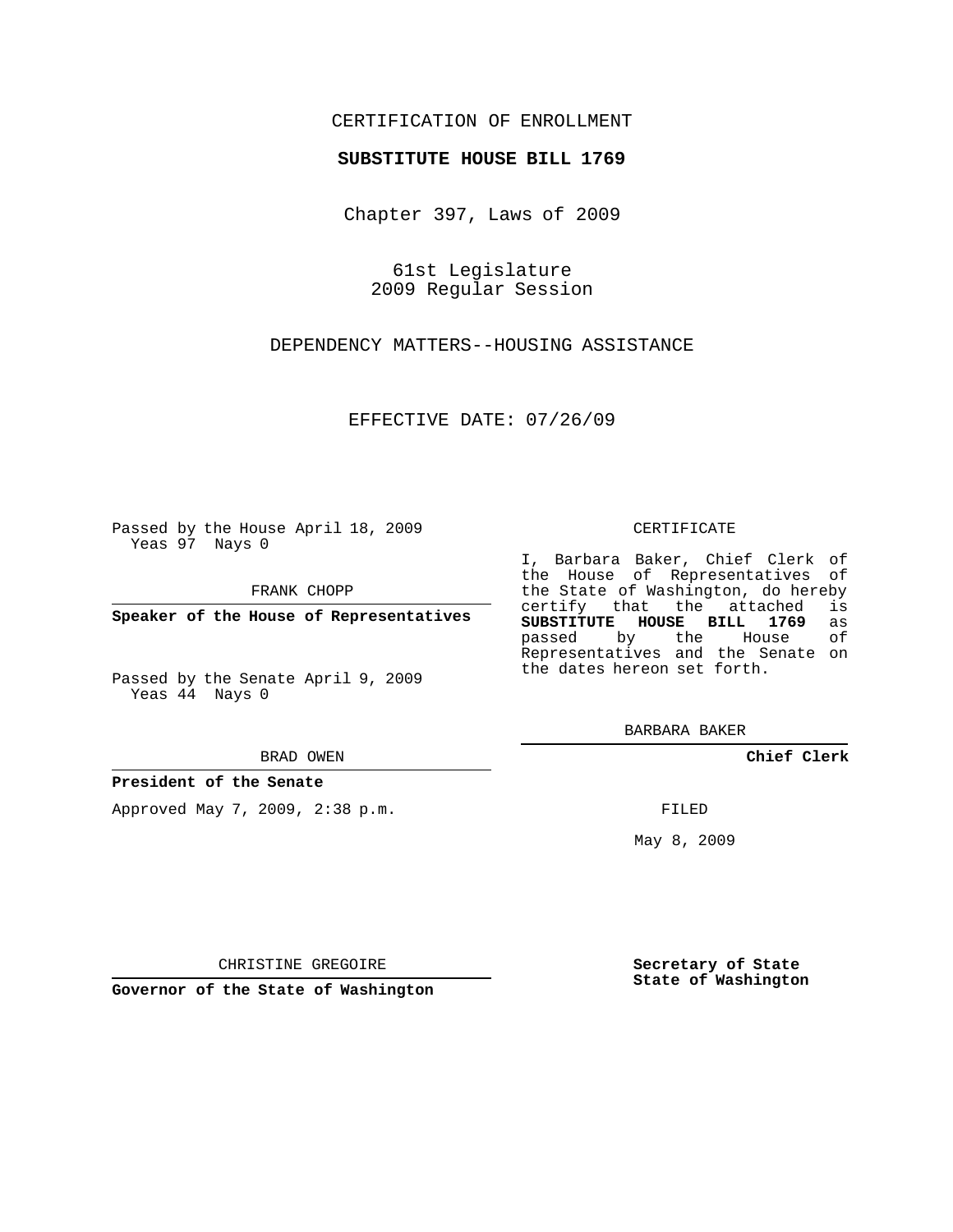CERTIFICATION OF ENROLLMENT

**SUBSTITUTE HOUSE BILL 1769**

Chapter 397, Laws of 2009

61st Legislature
2009 Regular Session

DEPENDENCY MATTERS--HOUSING ASSISTANCE

EFFECTIVE DATE: 07/26/09

Passed by the House April 18, 2009
Yeas 97 Nays 0

FRANK CHOPP

**Speaker of the House of Representatives**

Passed by the Senate April 9, 2009
Yeas 44 Nays 0

BRAD OWEN

**President of the Senate**

Approved May 7, 2009, 2:38 p.m.

CHRISTINE GREGOIRE

**Governor of the State of Washington**

CERTIFICATE

I, Barbara Baker, Chief Clerk of the House of Representatives of the State of Washington, do hereby certify that the attached is **SUBSTITUTE HOUSE BILL 1769** as passed by the House of Representatives and the Senate on the dates hereon set forth.

BARBARA BAKER

**Chief Clerk**

FILED

May 8, 2009

**Secretary of State**
**State of Washington**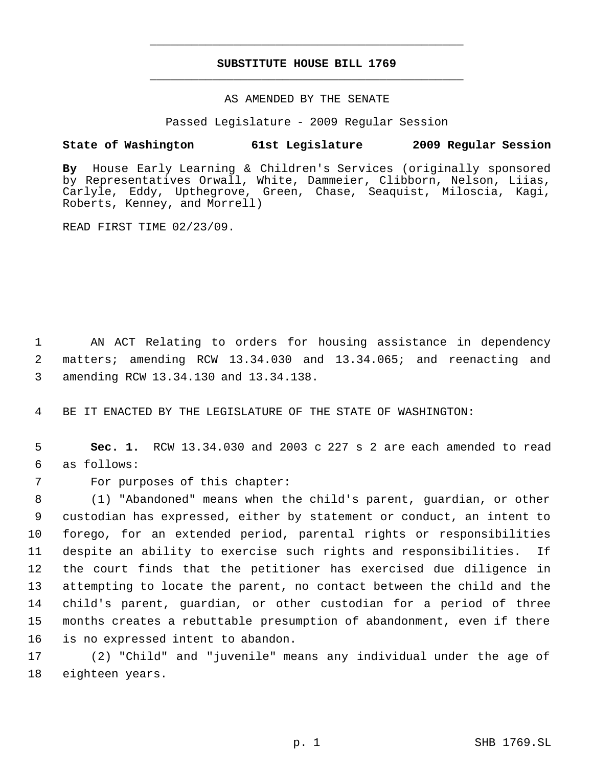# SUBSTITUTE HOUSE BILL 1769

AS AMENDED BY THE SENATE

Passed Legislature - 2009 Regular Session

**State of Washington 61st Legislature 2009 Regular Session**

**By** House Early Learning & Children's Services (originally sponsored by Representatives Orwall, White, Dammeier, Clibborn, Nelson, Liias, Carlyle, Eddy, Upthegrove, Green, Chase, Seaquist, Miloscia, Kagi, Roberts, Kenney, and Morrell)

READ FIRST TIME 02/23/09.

AN ACT Relating to orders for housing assistance in dependency matters; amending RCW 13.34.030 and 13.34.065; and reenacting and amending RCW 13.34.130 and 13.34.138.

BE IT ENACTED BY THE LEGISLATURE OF THE STATE OF WASHINGTON:

**Sec. 1.** RCW 13.34.030 and 2003 c 227 s 2 are each amended to read as follows:

For purposes of this chapter:

(1) "Abandoned" means when the child's parent, guardian, or other custodian has expressed, either by statement or conduct, an intent to forego, for an extended period, parental rights or responsibilities despite an ability to exercise such rights and responsibilities. If the court finds that the petitioner has exercised due diligence in attempting to locate the parent, no contact between the child and the child's parent, guardian, or other custodian for a period of three months creates a rebuttable presumption of abandonment, even if there is no expressed intent to abandon.

(2) "Child" and "juvenile" means any individual under the age of eighteen years.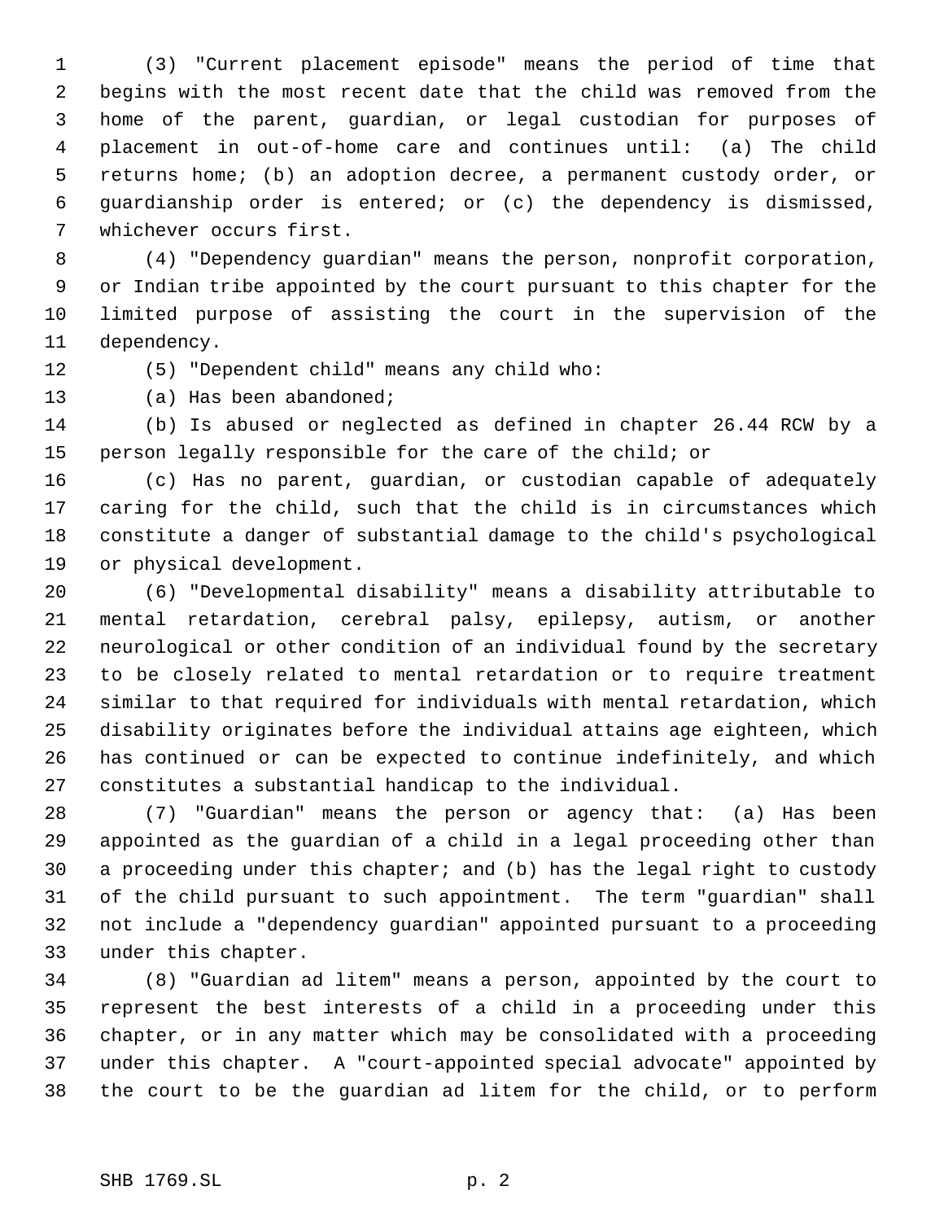(3) "Current placement episode" means the period of time that begins with the most recent date that the child was removed from the home of the parent, guardian, or legal custodian for purposes of placement in out-of-home care and continues until: (a) The child returns home; (b) an adoption decree, a permanent custody order, or guardianship order is entered; or (c) the dependency is dismissed, whichever occurs first.

(4) "Dependency guardian" means the person, nonprofit corporation, or Indian tribe appointed by the court pursuant to this chapter for the limited purpose of assisting the court in the supervision of the dependency.

(5) "Dependent child" means any child who:

(a) Has been abandoned;

(b) Is abused or neglected as defined in chapter 26.44 RCW by a person legally responsible for the care of the child; or

(c) Has no parent, guardian, or custodian capable of adequately caring for the child, such that the child is in circumstances which constitute a danger of substantial damage to the child's psychological or physical development.

(6) "Developmental disability" means a disability attributable to mental retardation, cerebral palsy, epilepsy, autism, or another neurological or other condition of an individual found by the secretary to be closely related to mental retardation or to require treatment similar to that required for individuals with mental retardation, which disability originates before the individual attains age eighteen, which has continued or can be expected to continue indefinitely, and which constitutes a substantial handicap to the individual.

(7) "Guardian" means the person or agency that: (a) Has been appointed as the guardian of a child in a legal proceeding other than a proceeding under this chapter; and (b) has the legal right to custody of the child pursuant to such appointment. The term "guardian" shall not include a "dependency guardian" appointed pursuant to a proceeding under this chapter.

(8) "Guardian ad litem" means a person, appointed by the court to represent the best interests of a child in a proceeding under this chapter, or in any matter which may be consolidated with a proceeding under this chapter. A "court-appointed special advocate" appointed by the court to be the guardian ad litem for the child, or to perform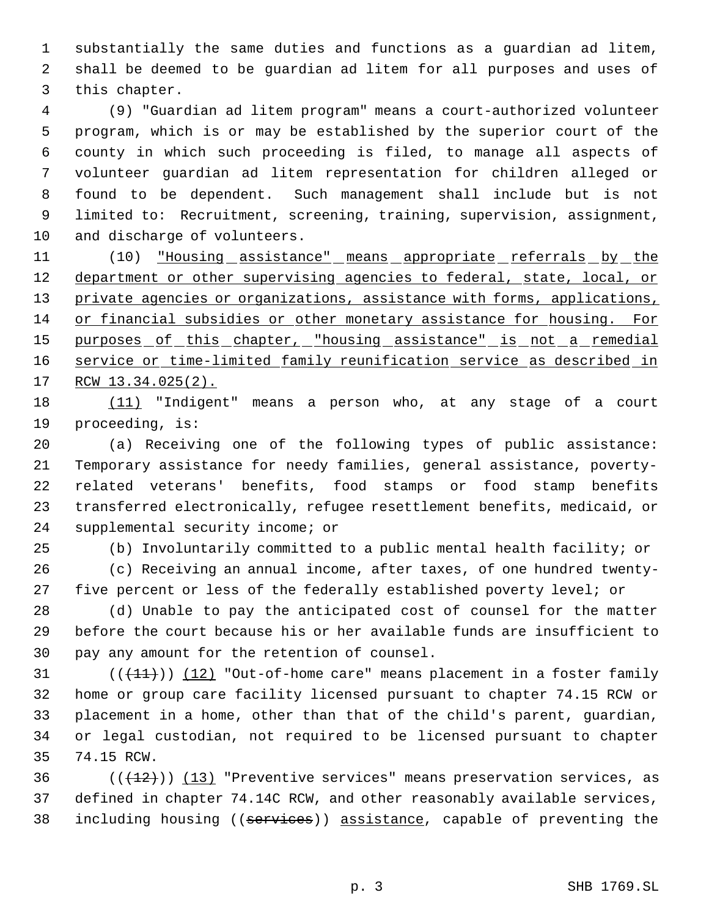substantially the same duties and functions as a guardian ad litem, shall be deemed to be guardian ad litem for all purposes and uses of this chapter.

(9) "Guardian ad litem program" means a court-authorized volunteer program, which is or may be established by the superior court of the county in which such proceeding is filed, to manage all aspects of volunteer guardian ad litem representation for children alleged or found to be dependent. Such management shall include but is not limited to: Recruitment, screening, training, supervision, assignment, and discharge of volunteers.

(10) <u>"Housing assistance" means appropriate referrals by the department or other supervising agencies to federal, state, local, or private agencies or organizations, assistance with forms, applications, or financial subsidies or other monetary assistance for housing. For purposes of this chapter, "housing assistance" is not a remedial service or time-limited family reunification service as described in RCW 13.34.025(2).</u>

<u>(11)</u> "Indigent" means a person who, at any stage of a court proceeding, is:

(a) Receiving one of the following types of public assistance: Temporary assistance for needy families, general assistance, poverty-related veterans' benefits, food stamps or food stamp benefits transferred electronically, refugee resettlement benefits, medicaid, or supplemental security income; or

(b) Involuntarily committed to a public mental health facility; or

(c) Receiving an annual income, after taxes, of one hundred twenty-five percent or less of the federally established poverty level; or

(d) Unable to pay the anticipated cost of counsel for the matter before the court because his or her available funds are insufficient to pay any amount for the retention of counsel.

((~~(11)~~)) <u>(12)</u> "Out-of-home care" means placement in a foster family home or group care facility licensed pursuant to chapter 74.15 RCW or placement in a home, other than that of the child's parent, guardian, or legal custodian, not required to be licensed pursuant to chapter 74.15 RCW.

((~~(12)~~)) <u>(13)</u> "Preventive services" means preservation services, as defined in chapter 74.14C RCW, and other reasonably available services, including housing ((~~services~~)) <u>assistance</u>, capable of preventing the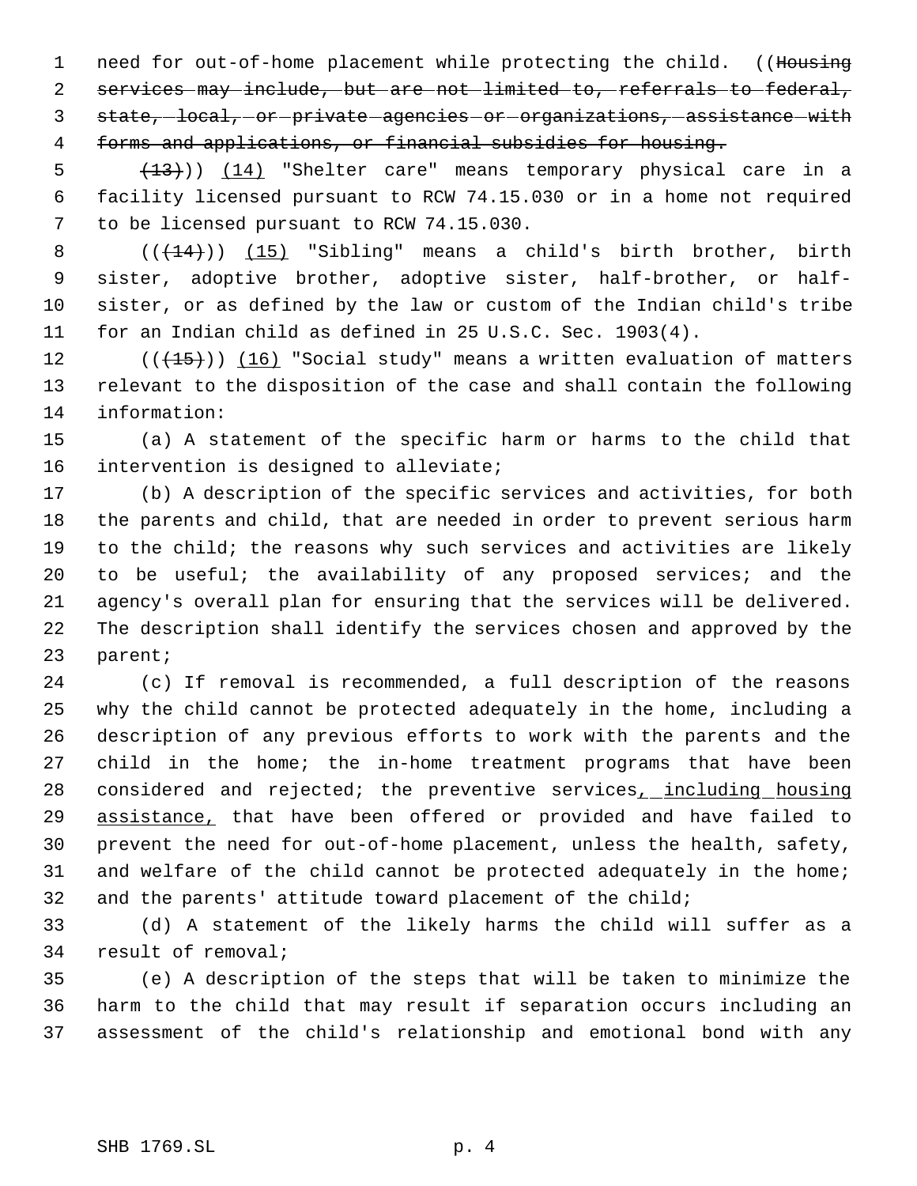need for out-of-home placement while protecting the child. ((~~Housing services may include, but are not limited to, referrals to federal, state, local, or private agencies or organizations, assistance with forms and applications, or financial subsidies for housing.~~

~~(13)~~)) (14) "Shelter care" means temporary physical care in a facility licensed pursuant to RCW 74.15.030 or in a home not required to be licensed pursuant to RCW 74.15.030.

((~~(14)~~)) (15) "Sibling" means a child's birth brother, birth sister, adoptive brother, adoptive sister, half-brother, or half-sister, or as defined by the law or custom of the Indian child's tribe for an Indian child as defined in 25 U.S.C. Sec. 1903(4).

((~~(15)~~)) (16) "Social study" means a written evaluation of matters relevant to the disposition of the case and shall contain the following information:

(a) A statement of the specific harm or harms to the child that intervention is designed to alleviate;

(b) A description of the specific services and activities, for both the parents and child, that are needed in order to prevent serious harm to the child; the reasons why such services and activities are likely to be useful; the availability of any proposed services; and the agency's overall plan for ensuring that the services will be delivered. The description shall identify the services chosen and approved by the parent;

(c) If removal is recommended, a full description of the reasons why the child cannot be protected adequately in the home, including a description of any previous efforts to work with the parents and the child in the home; the in-home treatment programs that have been considered and rejected; the preventive services, including housing assistance, that have been offered or provided and have failed to prevent the need for out-of-home placement, unless the health, safety, and welfare of the child cannot be protected adequately in the home; and the parents' attitude toward placement of the child;

(d) A statement of the likely harms the child will suffer as a result of removal;

(e) A description of the steps that will be taken to minimize the harm to the child that may result if separation occurs including an assessment of the child's relationship and emotional bond with any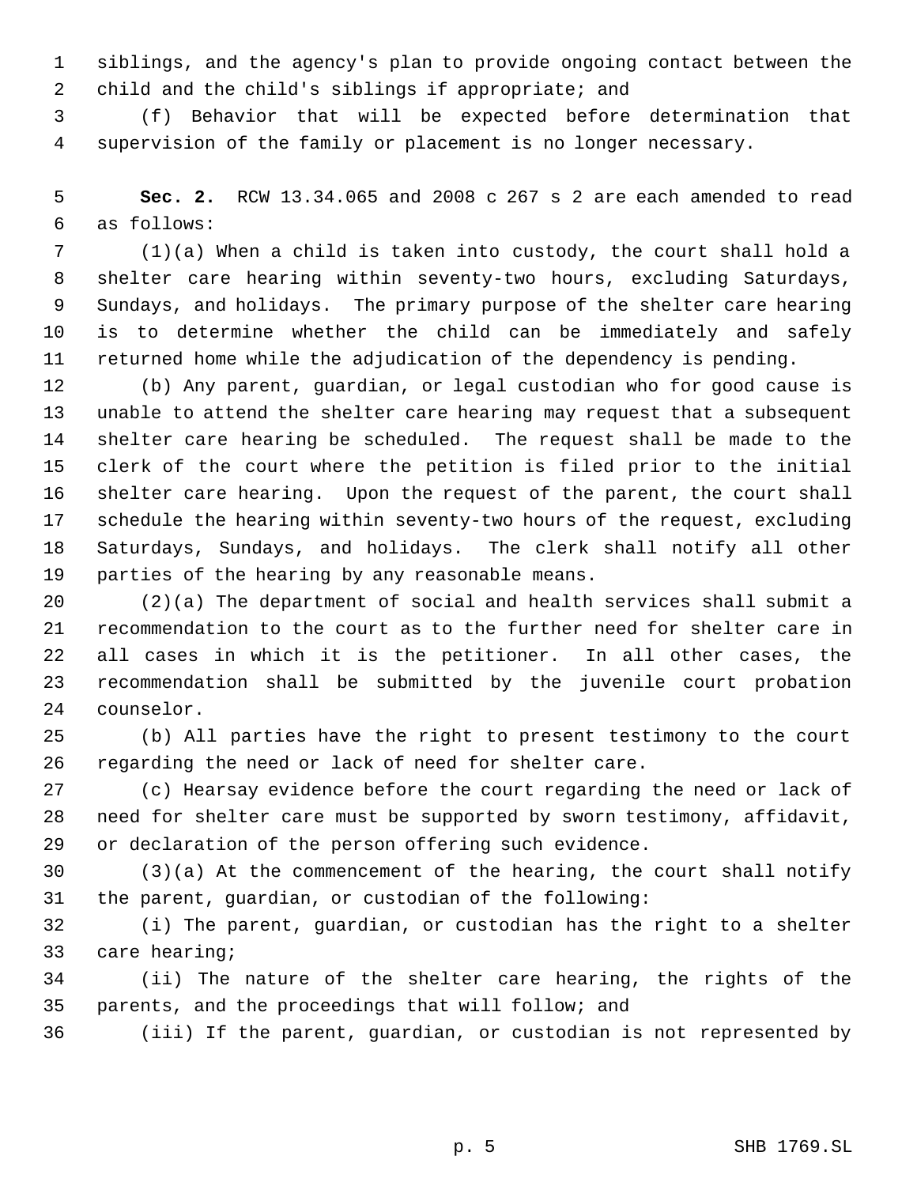siblings, and the agency's plan to provide ongoing contact between the child and the child's siblings if appropriate; and

(f) Behavior that will be expected before determination that supervision of the family or placement is no longer necessary.

**Sec. 2.** RCW 13.34.065 and 2008 c 267 s 2 are each amended to read as follows:

(1)(a) When a child is taken into custody, the court shall hold a shelter care hearing within seventy-two hours, excluding Saturdays, Sundays, and holidays. The primary purpose of the shelter care hearing is to determine whether the child can be immediately and safely returned home while the adjudication of the dependency is pending.

(b) Any parent, guardian, or legal custodian who for good cause is unable to attend the shelter care hearing may request that a subsequent shelter care hearing be scheduled. The request shall be made to the clerk of the court where the petition is filed prior to the initial shelter care hearing. Upon the request of the parent, the court shall schedule the hearing within seventy-two hours of the request, excluding Saturdays, Sundays, and holidays. The clerk shall notify all other parties of the hearing by any reasonable means.

(2)(a) The department of social and health services shall submit a recommendation to the court as to the further need for shelter care in all cases in which it is the petitioner. In all other cases, the recommendation shall be submitted by the juvenile court probation counselor.

(b) All parties have the right to present testimony to the court regarding the need or lack of need for shelter care.

(c) Hearsay evidence before the court regarding the need or lack of need for shelter care must be supported by sworn testimony, affidavit, or declaration of the person offering such evidence.

(3)(a) At the commencement of the hearing, the court shall notify the parent, guardian, or custodian of the following:

(i) The parent, guardian, or custodian has the right to a shelter care hearing;

(ii) The nature of the shelter care hearing, the rights of the parents, and the proceedings that will follow; and

(iii) If the parent, guardian, or custodian is not represented by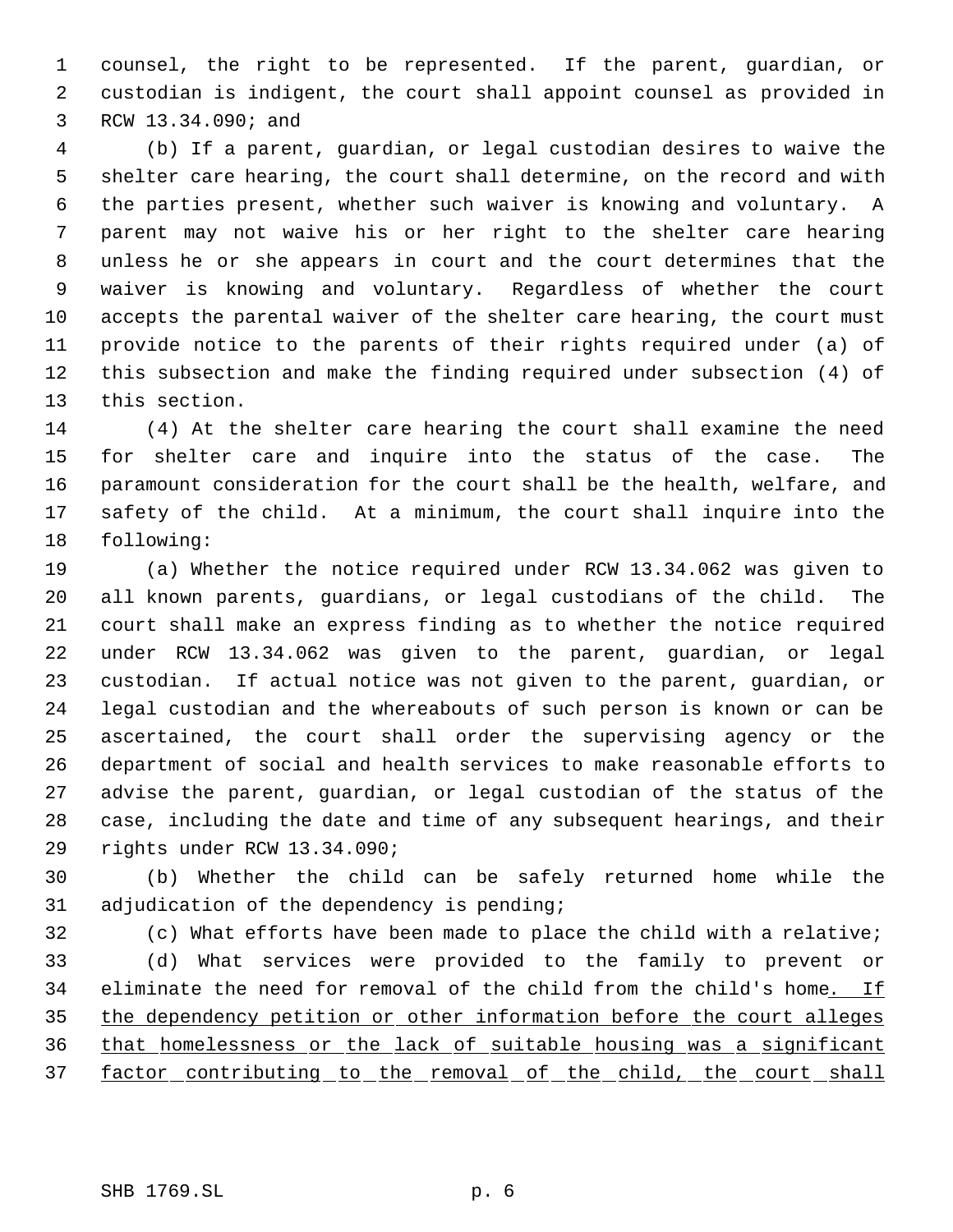counsel, the right to be represented. If the parent, guardian, or custodian is indigent, the court shall appoint counsel as provided in RCW 13.34.090; and

(b) If a parent, guardian, or legal custodian desires to waive the shelter care hearing, the court shall determine, on the record and with the parties present, whether such waiver is knowing and voluntary. A parent may not waive his or her right to the shelter care hearing unless he or she appears in court and the court determines that the waiver is knowing and voluntary. Regardless of whether the court accepts the parental waiver of the shelter care hearing, the court must provide notice to the parents of their rights required under (a) of this subsection and make the finding required under subsection (4) of this section.

(4) At the shelter care hearing the court shall examine the need for shelter care and inquire into the status of the case. The paramount consideration for the court shall be the health, welfare, and safety of the child. At a minimum, the court shall inquire into the following:

(a) Whether the notice required under RCW 13.34.062 was given to all known parents, guardians, or legal custodians of the child. The court shall make an express finding as to whether the notice required under RCW 13.34.062 was given to the parent, guardian, or legal custodian. If actual notice was not given to the parent, guardian, or legal custodian and the whereabouts of such person is known or can be ascertained, the court shall order the supervising agency or the department of social and health services to make reasonable efforts to advise the parent, guardian, or legal custodian of the status of the case, including the date and time of any subsequent hearings, and their rights under RCW 13.34.090;

(b) Whether the child can be safely returned home while the adjudication of the dependency is pending;

(c) What efforts have been made to place the child with a relative;

(d) What services were provided to the family to prevent or eliminate the need for removal of the child from the child's home. If the dependency petition or other information before the court alleges that homelessness or the lack of suitable housing was a significant factor contributing to the removal of the child, the court shall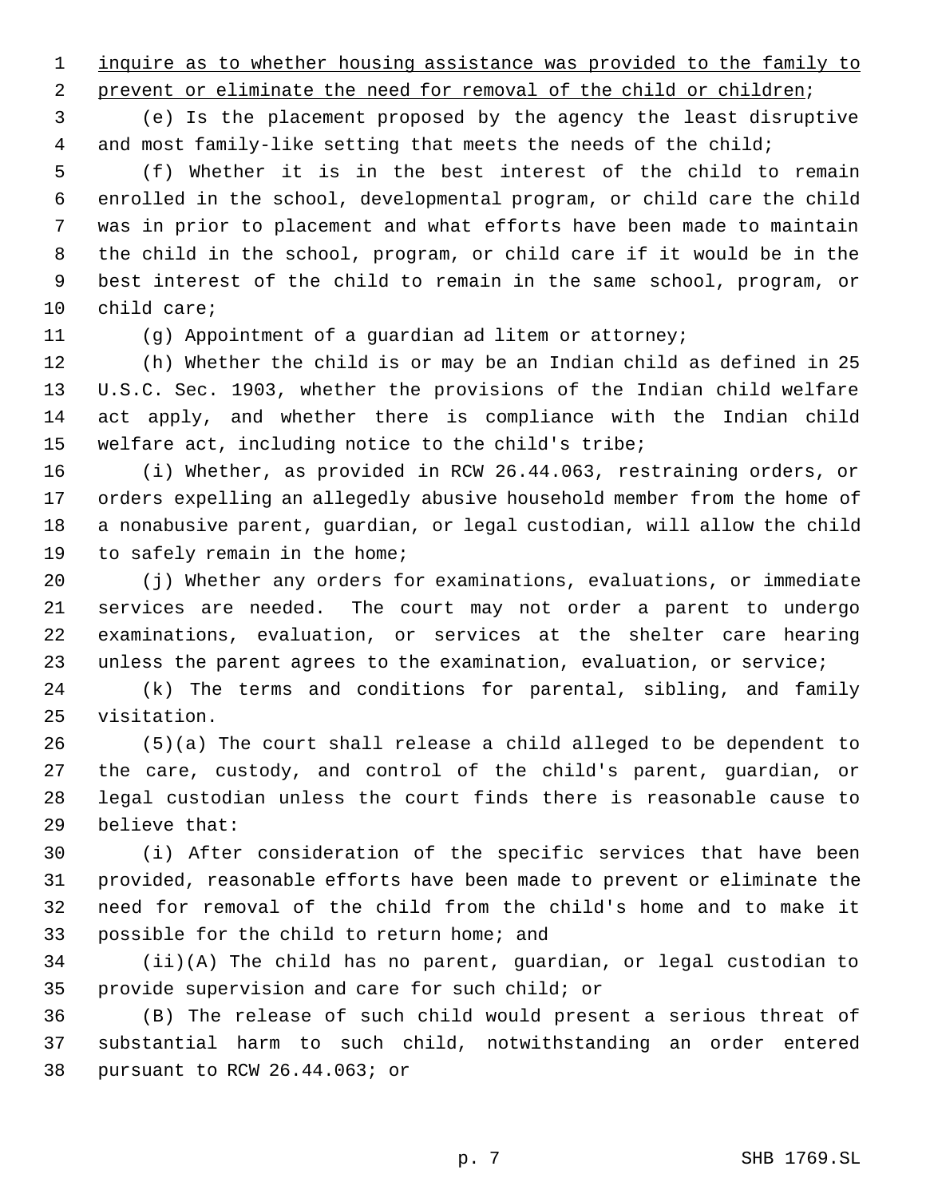inquire as to whether housing assistance was provided to the family to prevent or eliminate the need for removal of the child or children;

(e) Is the placement proposed by the agency the least disruptive and most family-like setting that meets the needs of the child;

(f) Whether it is in the best interest of the child to remain enrolled in the school, developmental program, or child care the child was in prior to placement and what efforts have been made to maintain the child in the school, program, or child care if it would be in the best interest of the child to remain in the same school, program, or child care;

(g) Appointment of a guardian ad litem or attorney;

(h) Whether the child is or may be an Indian child as defined in 25 U.S.C. Sec. 1903, whether the provisions of the Indian child welfare act apply, and whether there is compliance with the Indian child welfare act, including notice to the child's tribe;

(i) Whether, as provided in RCW 26.44.063, restraining orders, or orders expelling an allegedly abusive household member from the home of a nonabusive parent, guardian, or legal custodian, will allow the child to safely remain in the home;

(j) Whether any orders for examinations, evaluations, or immediate services are needed. The court may not order a parent to undergo examinations, evaluation, or services at the shelter care hearing unless the parent agrees to the examination, evaluation, or service;

(k) The terms and conditions for parental, sibling, and family visitation.

(5)(a) The court shall release a child alleged to be dependent to the care, custody, and control of the child's parent, guardian, or legal custodian unless the court finds there is reasonable cause to believe that:

(i) After consideration of the specific services that have been provided, reasonable efforts have been made to prevent or eliminate the need for removal of the child from the child's home and to make it possible for the child to return home; and

(ii)(A) The child has no parent, guardian, or legal custodian to provide supervision and care for such child; or

(B) The release of such child would present a serious threat of substantial harm to such child, notwithstanding an order entered pursuant to RCW 26.44.063; or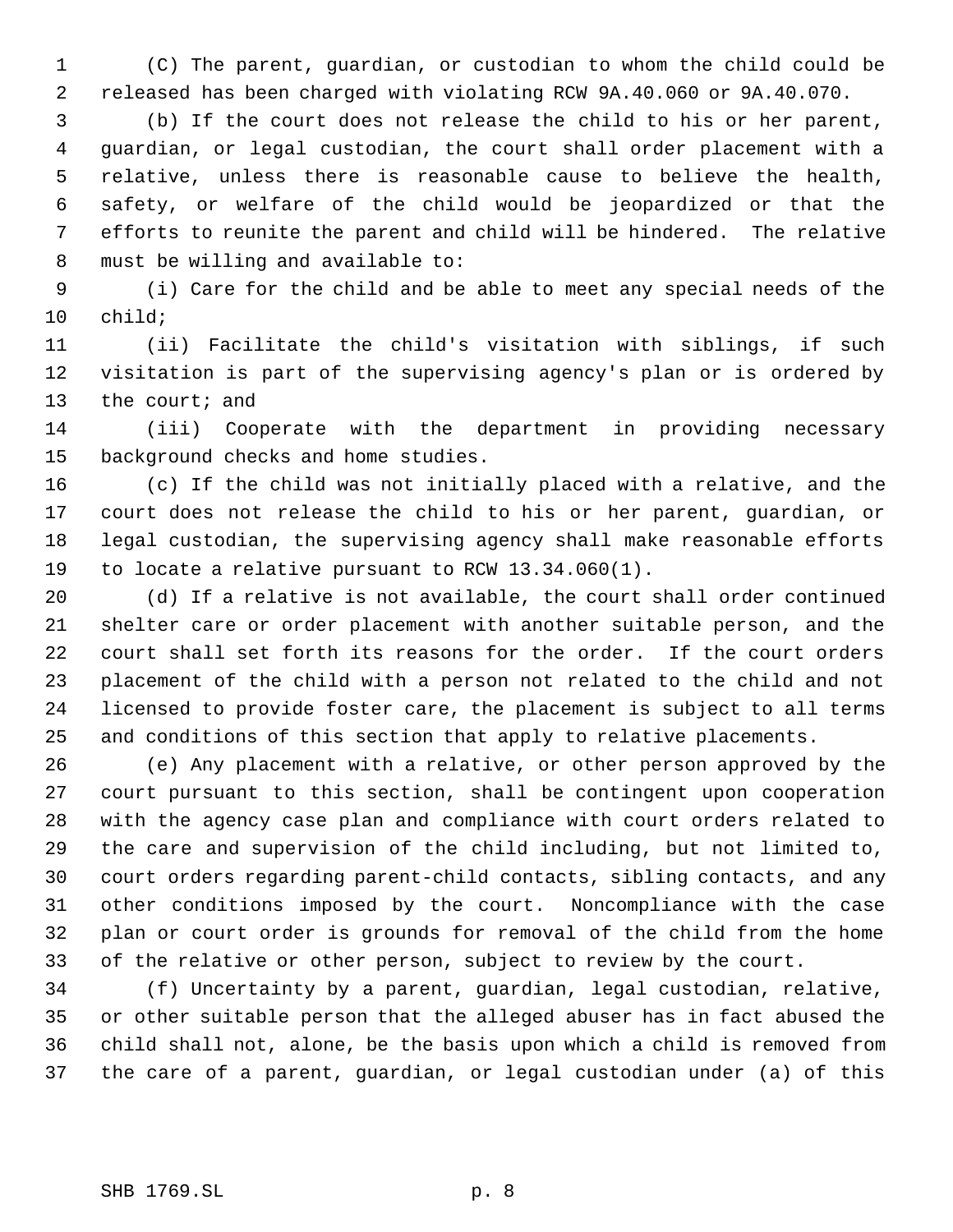(C) The parent, guardian, or custodian to whom the child could be released has been charged with violating RCW 9A.40.060 or 9A.40.070.

(b) If the court does not release the child to his or her parent, guardian, or legal custodian, the court shall order placement with a relative, unless there is reasonable cause to believe the health, safety, or welfare of the child would be jeopardized or that the efforts to reunite the parent and child will be hindered. The relative must be willing and available to:

(i) Care for the child and be able to meet any special needs of the child;

(ii) Facilitate the child's visitation with siblings, if such visitation is part of the supervising agency's plan or is ordered by the court; and

(iii) Cooperate with the department in providing necessary background checks and home studies.

(c) If the child was not initially placed with a relative, and the court does not release the child to his or her parent, guardian, or legal custodian, the supervising agency shall make reasonable efforts to locate a relative pursuant to RCW 13.34.060(1).

(d) If a relative is not available, the court shall order continued shelter care or order placement with another suitable person, and the court shall set forth its reasons for the order. If the court orders placement of the child with a person not related to the child and not licensed to provide foster care, the placement is subject to all terms and conditions of this section that apply to relative placements.

(e) Any placement with a relative, or other person approved by the court pursuant to this section, shall be contingent upon cooperation with the agency case plan and compliance with court orders related to the care and supervision of the child including, but not limited to, court orders regarding parent-child contacts, sibling contacts, and any other conditions imposed by the court. Noncompliance with the case plan or court order is grounds for removal of the child from the home of the relative or other person, subject to review by the court.

(f) Uncertainty by a parent, guardian, legal custodian, relative, or other suitable person that the alleged abuser has in fact abused the child shall not, alone, be the basis upon which a child is removed from the care of a parent, guardian, or legal custodian under (a) of this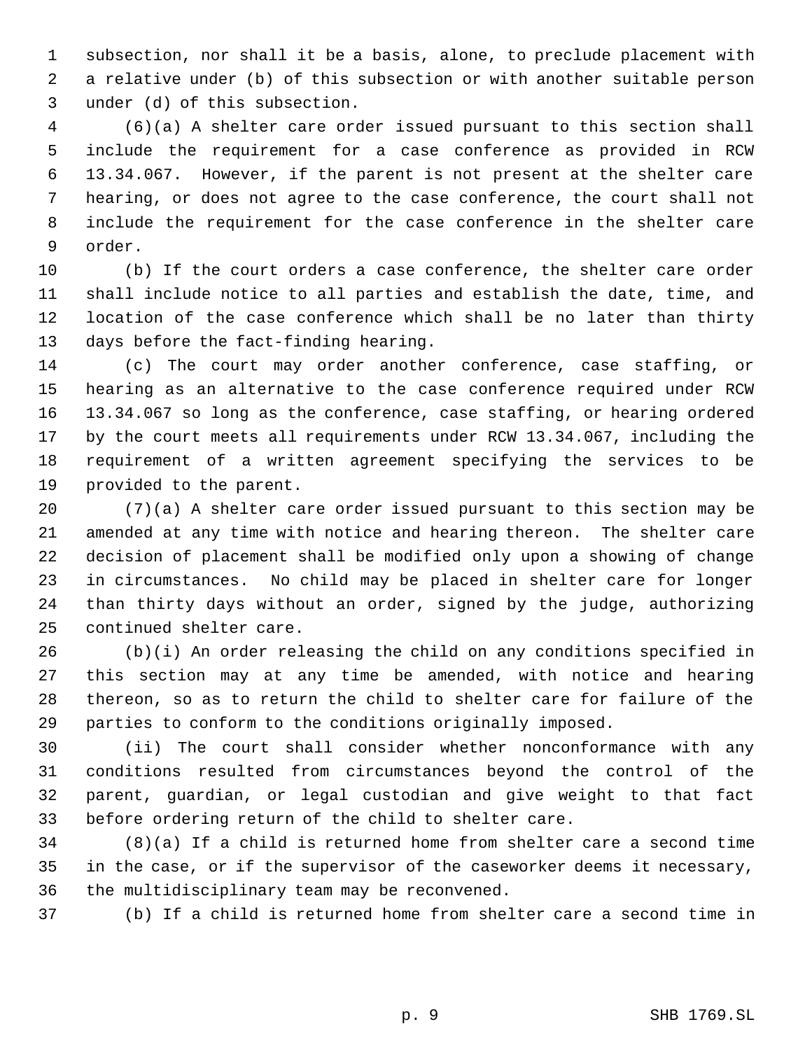subsection, nor shall it be a basis, alone, to preclude placement with a relative under (b) of this subsection or with another suitable person under (d) of this subsection.

(6)(a) A shelter care order issued pursuant to this section shall include the requirement for a case conference as provided in RCW 13.34.067. However, if the parent is not present at the shelter care hearing, or does not agree to the case conference, the court shall not include the requirement for the case conference in the shelter care order.

(b) If the court orders a case conference, the shelter care order shall include notice to all parties and establish the date, time, and location of the case conference which shall be no later than thirty days before the fact-finding hearing.

(c) The court may order another conference, case staffing, or hearing as an alternative to the case conference required under RCW 13.34.067 so long as the conference, case staffing, or hearing ordered by the court meets all requirements under RCW 13.34.067, including the requirement of a written agreement specifying the services to be provided to the parent.

(7)(a) A shelter care order issued pursuant to this section may be amended at any time with notice and hearing thereon. The shelter care decision of placement shall be modified only upon a showing of change in circumstances. No child may be placed in shelter care for longer than thirty days without an order, signed by the judge, authorizing continued shelter care.

(b)(i) An order releasing the child on any conditions specified in this section may at any time be amended, with notice and hearing thereon, so as to return the child to shelter care for failure of the parties to conform to the conditions originally imposed.

(ii) The court shall consider whether nonconformance with any conditions resulted from circumstances beyond the control of the parent, guardian, or legal custodian and give weight to that fact before ordering return of the child to shelter care.

(8)(a) If a child is returned home from shelter care a second time in the case, or if the supervisor of the caseworker deems it necessary, the multidisciplinary team may be reconvened.

(b) If a child is returned home from shelter care a second time in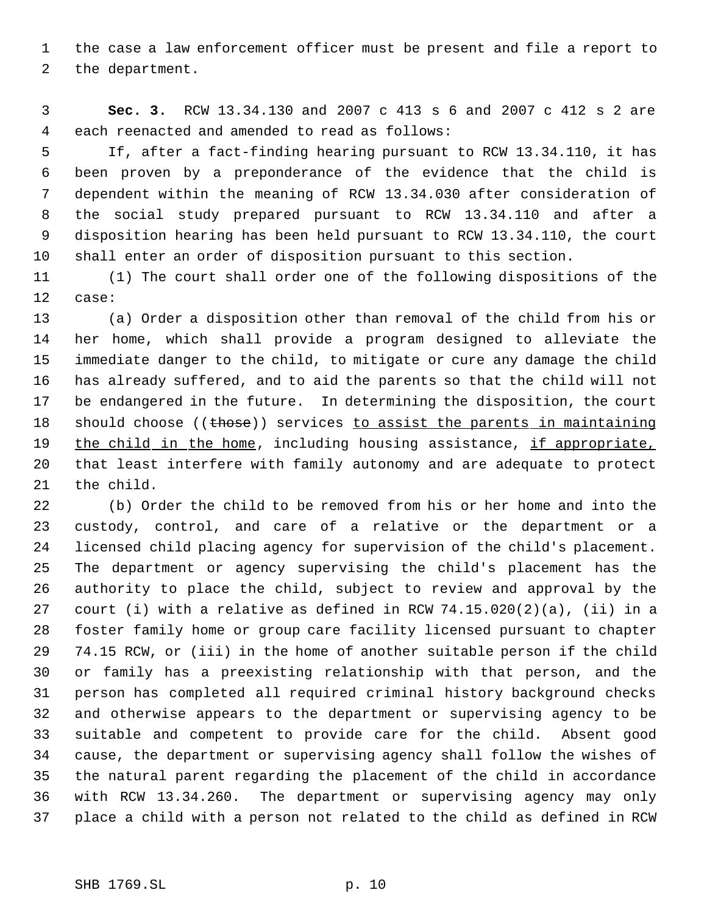the case a law enforcement officer must be present and file a report to the department.

**Sec. 3.** RCW 13.34.130 and 2007 c 413 s 6 and 2007 c 412 s 2 are each reenacted and amended to read as follows:

If, after a fact-finding hearing pursuant to RCW 13.34.110, it has been proven by a preponderance of the evidence that the child is dependent within the meaning of RCW 13.34.030 after consideration of the social study prepared pursuant to RCW 13.34.110 and after a disposition hearing has been held pursuant to RCW 13.34.110, the court shall enter an order of disposition pursuant to this section.

(1) The court shall order one of the following dispositions of the case:

(a) Order a disposition other than removal of the child from his or her home, which shall provide a program designed to alleviate the immediate danger to the child, to mitigate or cure any damage the child has already suffered, and to aid the parents so that the child will not be endangered in the future. In determining the disposition, the court should choose ((~~those~~)) services <u>to assist the parents in maintaining the child in the home</u>, including housing assistance, <u>if appropriate,</u> that least interfere with family autonomy and are adequate to protect the child.

(b) Order the child to be removed from his or her home and into the custody, control, and care of a relative or the department or a licensed child placing agency for supervision of the child's placement. The department or agency supervising the child's placement has the authority to place the child, subject to review and approval by the court (i) with a relative as defined in RCW 74.15.020(2)(a), (ii) in a foster family home or group care facility licensed pursuant to chapter 74.15 RCW, or (iii) in the home of another suitable person if the child or family has a preexisting relationship with that person, and the person has completed all required criminal history background checks and otherwise appears to the department or supervising agency to be suitable and competent to provide care for the child. Absent good cause, the department or supervising agency shall follow the wishes of the natural parent regarding the placement of the child in accordance with RCW 13.34.260. The department or supervising agency may only place a child with a person not related to the child as defined in RCW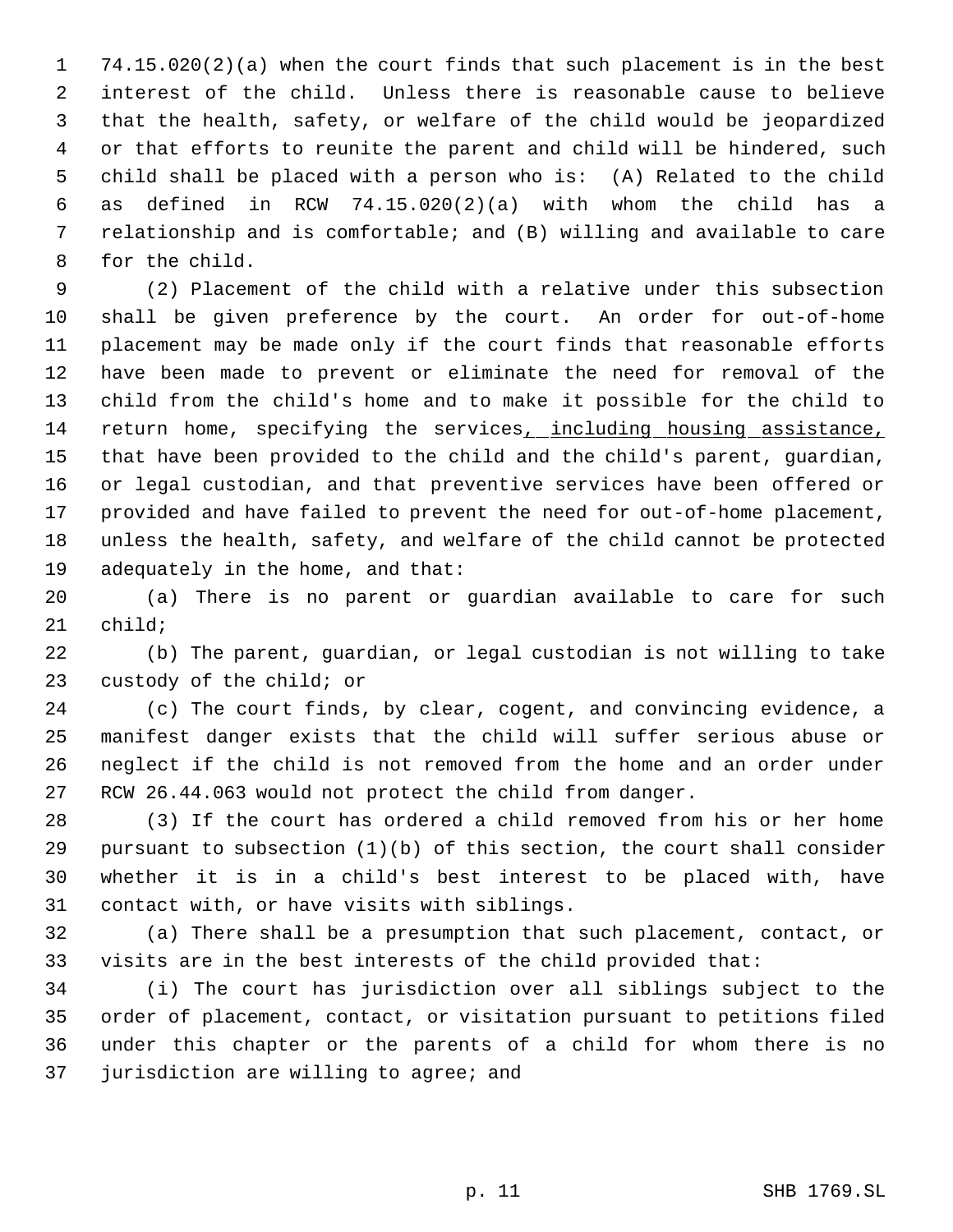74.15.020(2)(a) when the court finds that such placement is in the best interest of the child. Unless there is reasonable cause to believe that the health, safety, or welfare of the child would be jeopardized or that efforts to reunite the parent and child will be hindered, such child shall be placed with a person who is: (A) Related to the child as defined in RCW 74.15.020(2)(a) with whom the child has a relationship and is comfortable; and (B) willing and available to care for the child.

(2) Placement of the child with a relative under this subsection shall be given preference by the court. An order for out-of-home placement may be made only if the court finds that reasonable efforts have been made to prevent or eliminate the need for removal of the child from the child's home and to make it possible for the child to return home, specifying the services<u>, including housing assistance,</u> that have been provided to the child and the child's parent, guardian, or legal custodian, and that preventive services have been offered or provided and have failed to prevent the need for out-of-home placement, unless the health, safety, and welfare of the child cannot be protected adequately in the home, and that:

(a) There is no parent or guardian available to care for such child;

(b) The parent, guardian, or legal custodian is not willing to take custody of the child; or

(c) The court finds, by clear, cogent, and convincing evidence, a manifest danger exists that the child will suffer serious abuse or neglect if the child is not removed from the home and an order under RCW 26.44.063 would not protect the child from danger.

(3) If the court has ordered a child removed from his or her home pursuant to subsection (1)(b) of this section, the court shall consider whether it is in a child's best interest to be placed with, have contact with, or have visits with siblings.

(a) There shall be a presumption that such placement, contact, or visits are in the best interests of the child provided that:

(i) The court has jurisdiction over all siblings subject to the order of placement, contact, or visitation pursuant to petitions filed under this chapter or the parents of a child for whom there is no jurisdiction are willing to agree; and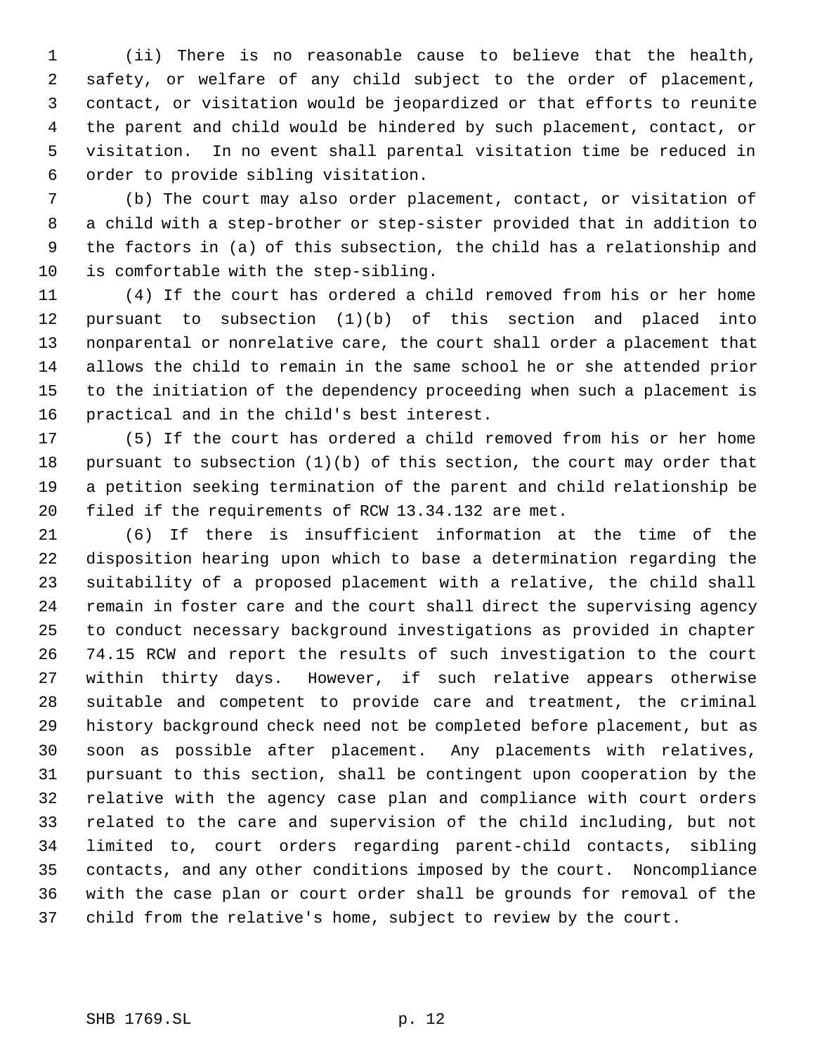(ii) There is no reasonable cause to believe that the health, safety, or welfare of any child subject to the order of placement, contact, or visitation would be jeopardized or that efforts to reunite the parent and child would be hindered by such placement, contact, or visitation. In no event shall parental visitation time be reduced in order to provide sibling visitation.

(b) The court may also order placement, contact, or visitation of a child with a step-brother or step-sister provided that in addition to the factors in (a) of this subsection, the child has a relationship and is comfortable with the step-sibling.

(4) If the court has ordered a child removed from his or her home pursuant to subsection (1)(b) of this section and placed into nonparental or nonrelative care, the court shall order a placement that allows the child to remain in the same school he or she attended prior to the initiation of the dependency proceeding when such a placement is practical and in the child's best interest.

(5) If the court has ordered a child removed from his or her home pursuant to subsection (1)(b) of this section, the court may order that a petition seeking termination of the parent and child relationship be filed if the requirements of RCW 13.34.132 are met.

(6) If there is insufficient information at the time of the disposition hearing upon which to base a determination regarding the suitability of a proposed placement with a relative, the child shall remain in foster care and the court shall direct the supervising agency to conduct necessary background investigations as provided in chapter 74.15 RCW and report the results of such investigation to the court within thirty days. However, if such relative appears otherwise suitable and competent to provide care and treatment, the criminal history background check need not be completed before placement, but as soon as possible after placement. Any placements with relatives, pursuant to this section, shall be contingent upon cooperation by the relative with the agency case plan and compliance with court orders related to the care and supervision of the child including, but not limited to, court orders regarding parent-child contacts, sibling contacts, and any other conditions imposed by the court. Noncompliance with the case plan or court order shall be grounds for removal of the child from the relative's home, subject to review by the court.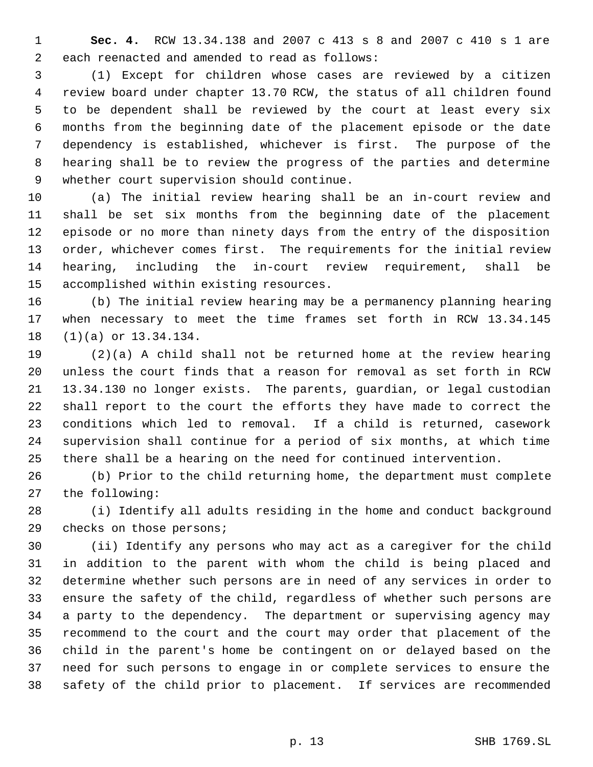**Sec. 4.** RCW 13.34.138 and 2007 c 413 s 8 and 2007 c 410 s 1 are each reenacted and amended to read as follows:

(1) Except for children whose cases are reviewed by a citizen review board under chapter 13.70 RCW, the status of all children found to be dependent shall be reviewed by the court at least every six months from the beginning date of the placement episode or the date dependency is established, whichever is first. The purpose of the hearing shall be to review the progress of the parties and determine whether court supervision should continue.

(a) The initial review hearing shall be an in-court review and shall be set six months from the beginning date of the placement episode or no more than ninety days from the entry of the disposition order, whichever comes first. The requirements for the initial review hearing, including the in-court review requirement, shall be accomplished within existing resources.

(b) The initial review hearing may be a permanency planning hearing when necessary to meet the time frames set forth in RCW 13.34.145 (1)(a) or 13.34.134.

(2)(a) A child shall not be returned home at the review hearing unless the court finds that a reason for removal as set forth in RCW 13.34.130 no longer exists. The parents, guardian, or legal custodian shall report to the court the efforts they have made to correct the conditions which led to removal. If a child is returned, casework supervision shall continue for a period of six months, at which time there shall be a hearing on the need for continued intervention.

(b) Prior to the child returning home, the department must complete the following:

(i) Identify all adults residing in the home and conduct background checks on those persons;

(ii) Identify any persons who may act as a caregiver for the child in addition to the parent with whom the child is being placed and determine whether such persons are in need of any services in order to ensure the safety of the child, regardless of whether such persons are a party to the dependency. The department or supervising agency may recommend to the court and the court may order that placement of the child in the parent's home be contingent on or delayed based on the need for such persons to engage in or complete services to ensure the safety of the child prior to placement. If services are recommended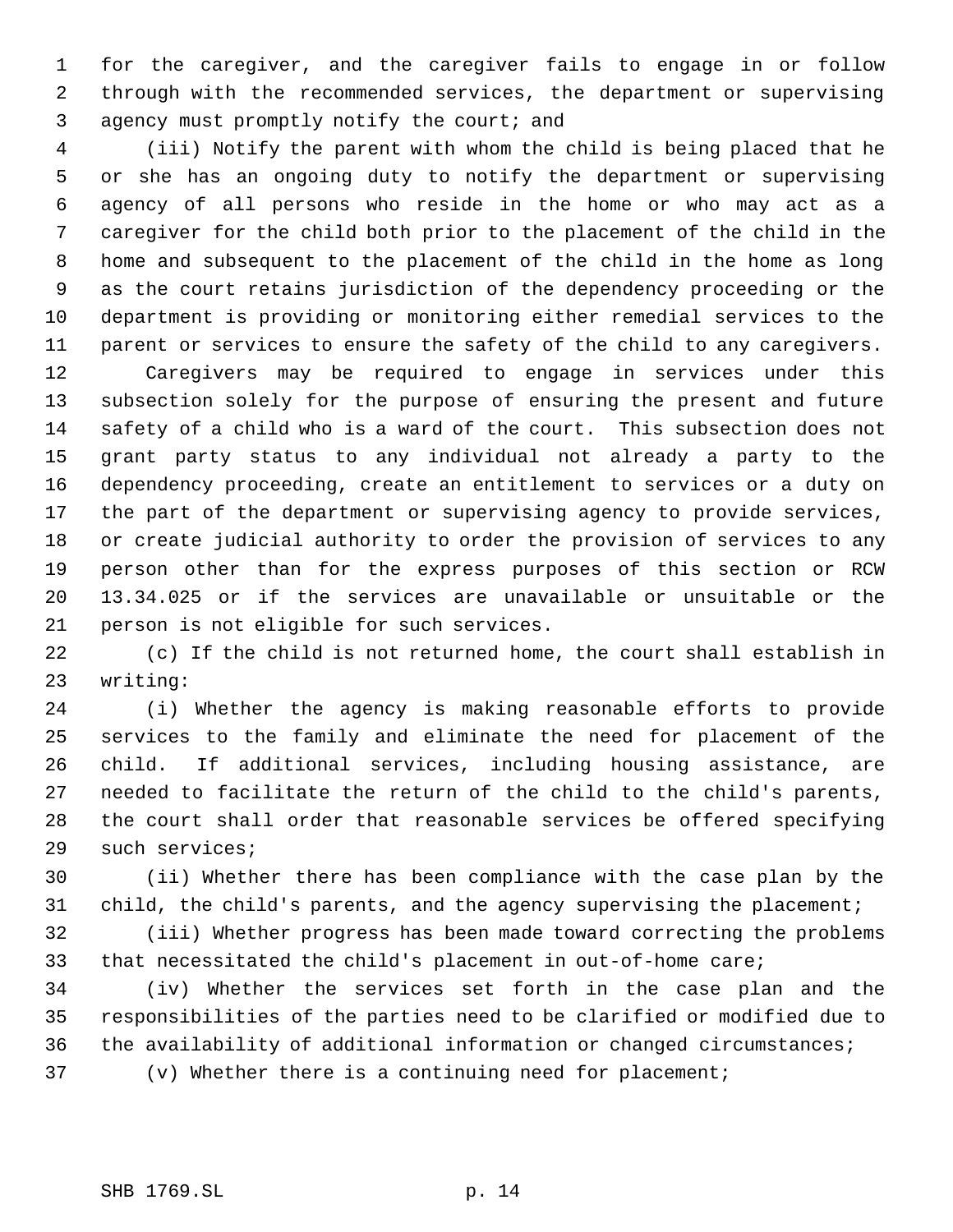for the caregiver, and the caregiver fails to engage in or follow through with the recommended services, the department or supervising agency must promptly notify the court; and

(iii) Notify the parent with whom the child is being placed that he or she has an ongoing duty to notify the department or supervising agency of all persons who reside in the home or who may act as a caregiver for the child both prior to the placement of the child in the home and subsequent to the placement of the child in the home as long as the court retains jurisdiction of the dependency proceeding or the department is providing or monitoring either remedial services to the parent or services to ensure the safety of the child to any caregivers.

Caregivers may be required to engage in services under this subsection solely for the purpose of ensuring the present and future safety of a child who is a ward of the court. This subsection does not grant party status to any individual not already a party to the dependency proceeding, create an entitlement to services or a duty on the part of the department or supervising agency to provide services, or create judicial authority to order the provision of services to any person other than for the express purposes of this section or RCW 13.34.025 or if the services are unavailable or unsuitable or the person is not eligible for such services.

(c) If the child is not returned home, the court shall establish in writing:

(i) Whether the agency is making reasonable efforts to provide services to the family and eliminate the need for placement of the child. If additional services, including housing assistance, are needed to facilitate the return of the child to the child's parents, the court shall order that reasonable services be offered specifying such services;

(ii) Whether there has been compliance with the case plan by the child, the child's parents, and the agency supervising the placement;

(iii) Whether progress has been made toward correcting the problems that necessitated the child's placement in out-of-home care;

(iv) Whether the services set forth in the case plan and the responsibilities of the parties need to be clarified or modified due to the availability of additional information or changed circumstances;

(v) Whether there is a continuing need for placement;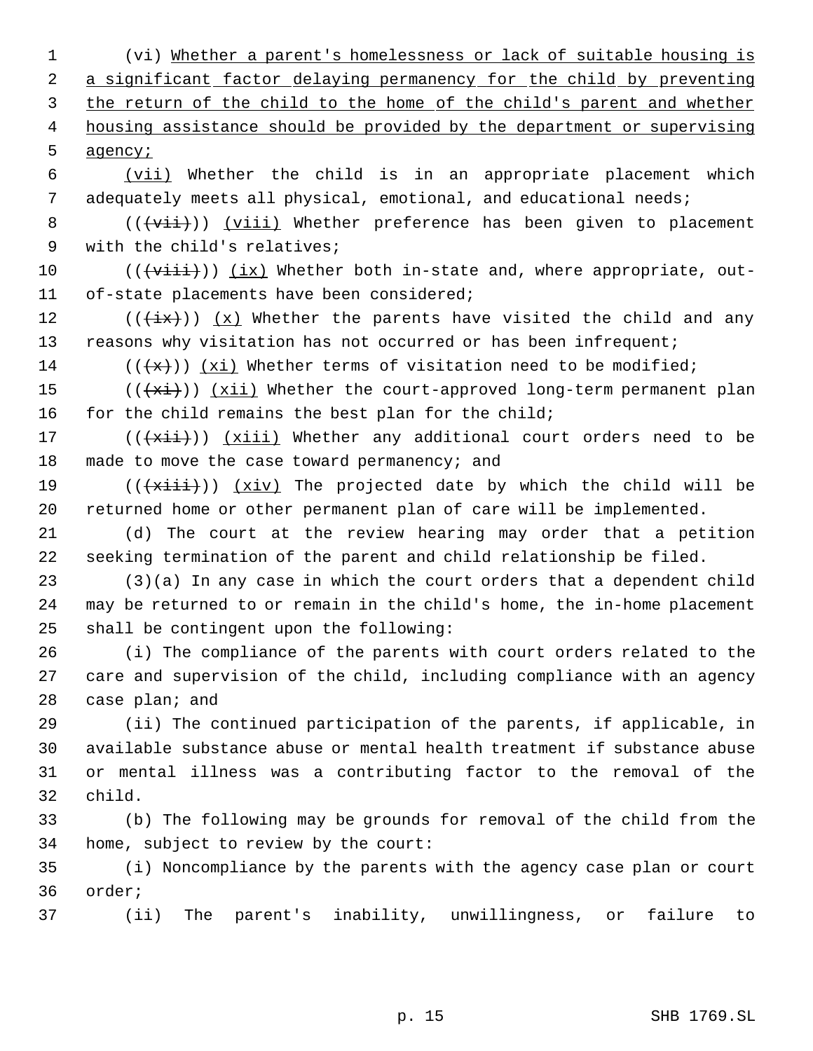(vi) Whether a parent's homelessness or lack of suitable housing is a significant factor delaying permanency for the child by preventing the return of the child to the home of the child's parent and whether housing assistance should be provided by the department or supervising agency;

(vii) Whether the child is in an appropriate placement which adequately meets all physical, emotional, and educational needs;

(((vii))) (viii) Whether preference has been given to placement with the child's relatives;

(((viii))) (ix) Whether both in-state and, where appropriate, out-of-state placements have been considered;

(((ix))) (x) Whether the parents have visited the child and any reasons why visitation has not occurred or has been infrequent;

(((x))) (xi) Whether terms of visitation need to be modified;

(((xi))) (xii) Whether the court-approved long-term permanent plan for the child remains the best plan for the child;

(((xii))) (xiii) Whether any additional court orders need to be made to move the case toward permanency; and

(((xiii))) (xiv) The projected date by which the child will be returned home or other permanent plan of care will be implemented.

(d) The court at the review hearing may order that a petition seeking termination of the parent and child relationship be filed.

(3)(a) In any case in which the court orders that a dependent child may be returned to or remain in the child's home, the in-home placement shall be contingent upon the following:

(i) The compliance of the parents with court orders related to the care and supervision of the child, including compliance with an agency case plan; and

(ii) The continued participation of the parents, if applicable, in available substance abuse or mental health treatment if substance abuse or mental illness was a contributing factor to the removal of the child.

(b) The following may be grounds for removal of the child from the home, subject to review by the court:

(i) Noncompliance by the parents with the agency case plan or court order;

(ii) The parent's inability, unwillingness, or failure to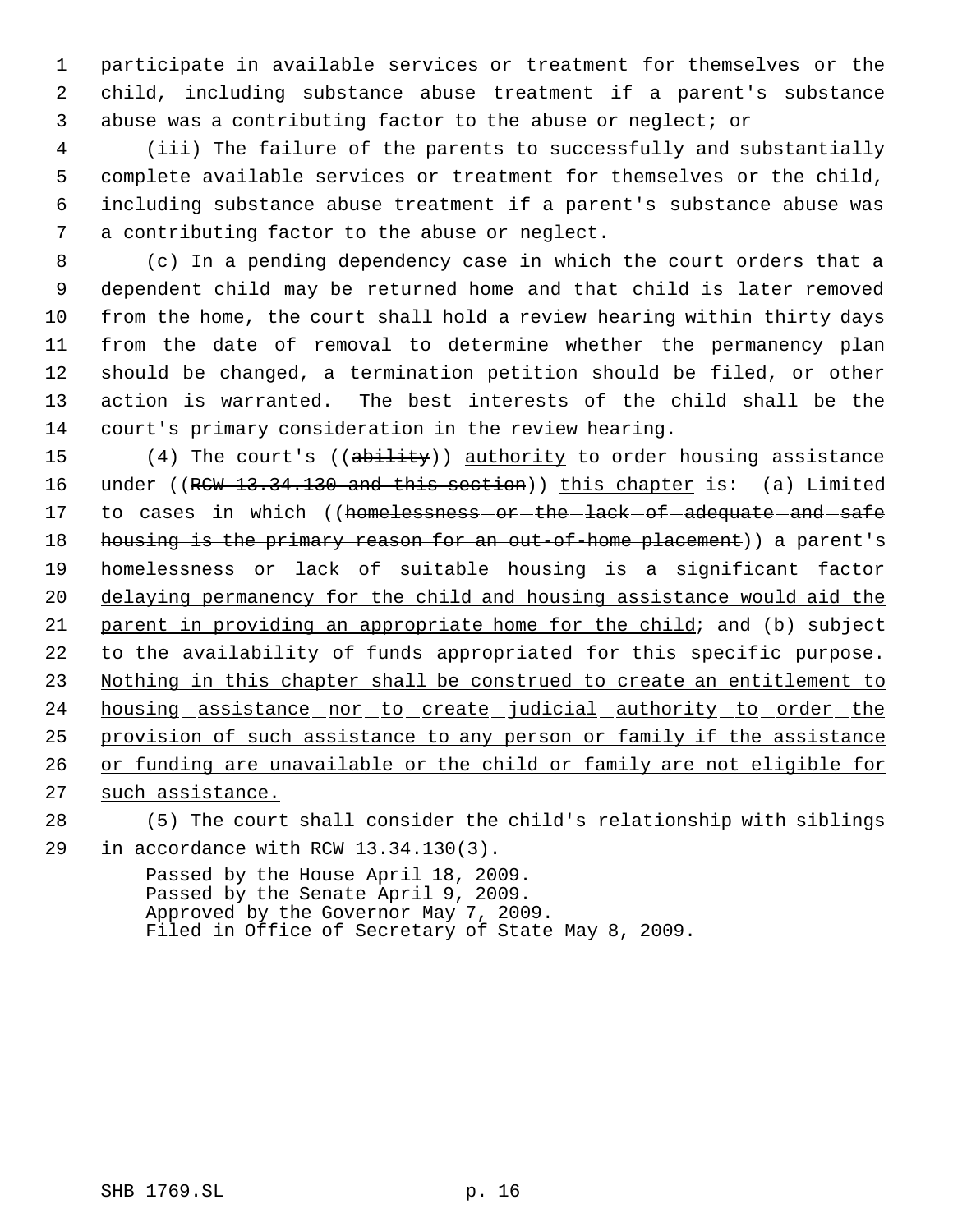participate in available services or treatment for themselves or the child, including substance abuse treatment if a parent's substance abuse was a contributing factor to the abuse or neglect; or

(iii) The failure of the parents to successfully and substantially complete available services or treatment for themselves or the child, including substance abuse treatment if a parent's substance abuse was a contributing factor to the abuse or neglect.

(c) In a pending dependency case in which the court orders that a dependent child may be returned home and that child is later removed from the home, the court shall hold a review hearing within thirty days from the date of removal to determine whether the permanency plan should be changed, a termination petition should be filed, or other action is warranted. The best interests of the child shall be the court's primary consideration in the review hearing.

(4) The court's ((~~ability~~)) <u>authority</u> to order housing assistance under ((~~RCW 13.34.130 and this section~~)) <u>this chapter</u> is: (a) Limited to cases in which ((~~homelessness or the lack of adequate and safe housing is the primary reason for an out-of-home placement~~)) <u>a parent's homelessness or lack of suitable housing is a significant factor delaying permanency for the child and housing assistance would aid the parent in providing an appropriate home for the child</u>; and (b) subject to the availability of funds appropriated for this specific purpose. <u>Nothing in this chapter shall be construed to create an entitlement to housing assistance nor to create judicial authority to order the provision of such assistance to any person or family if the assistance or funding are unavailable or the child or family are not eligible for such assistance.</u>

(5) The court shall consider the child's relationship with siblings in accordance with RCW 13.34.130(3).

Passed by the House April 18, 2009.
Passed by the Senate April 9, 2009.
Approved by the Governor May 7, 2009.
Filed in Office of Secretary of State May 8, 2009.